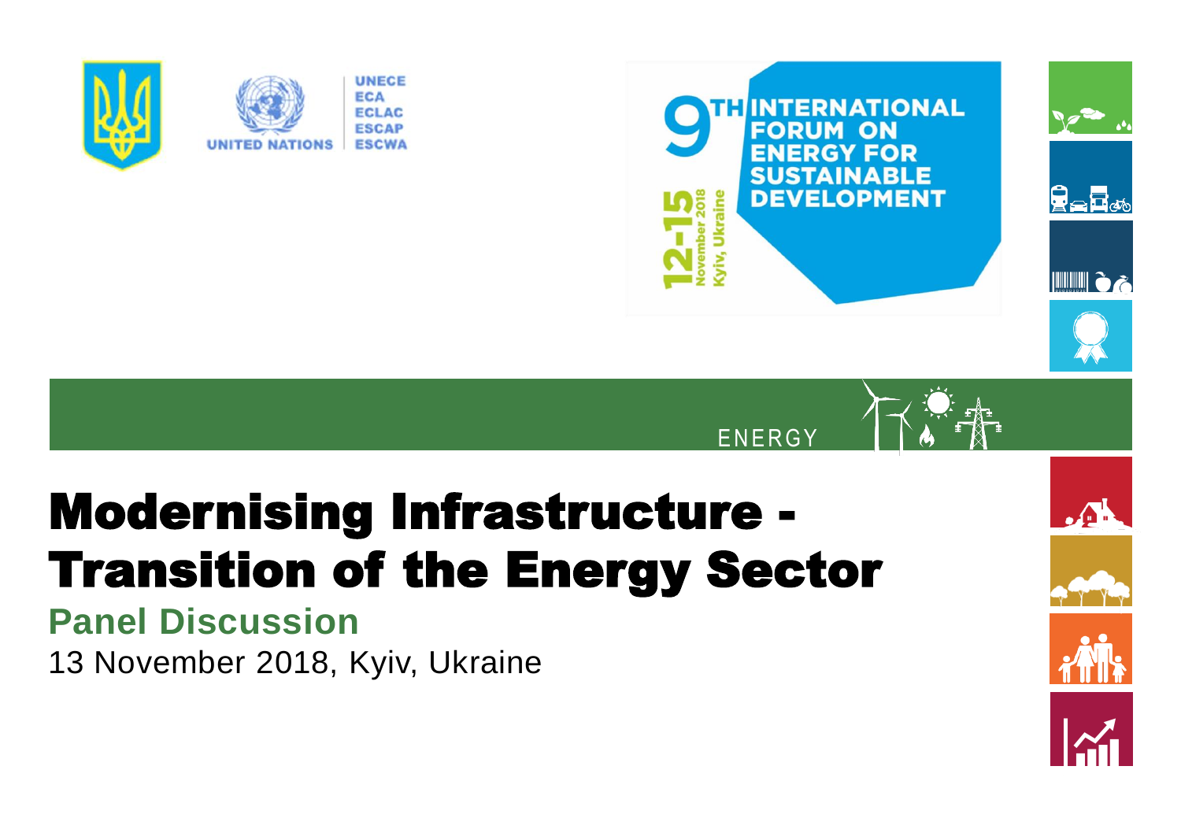UNITED NATIONS

UNECE
ECA
ECLAC
ESCAP
ESCWA

9TH INTERNATIONAL FORUM ON ENERGY FOR SUSTAINABLE DEVELOPMENT

12-15 November 2018
Kyiv, Ukraine

ENERGY

# Modernising Infrastructure - Transition of the Energy Sector

## Panel Discussion

13 November 2018, Kyiv, Ukraine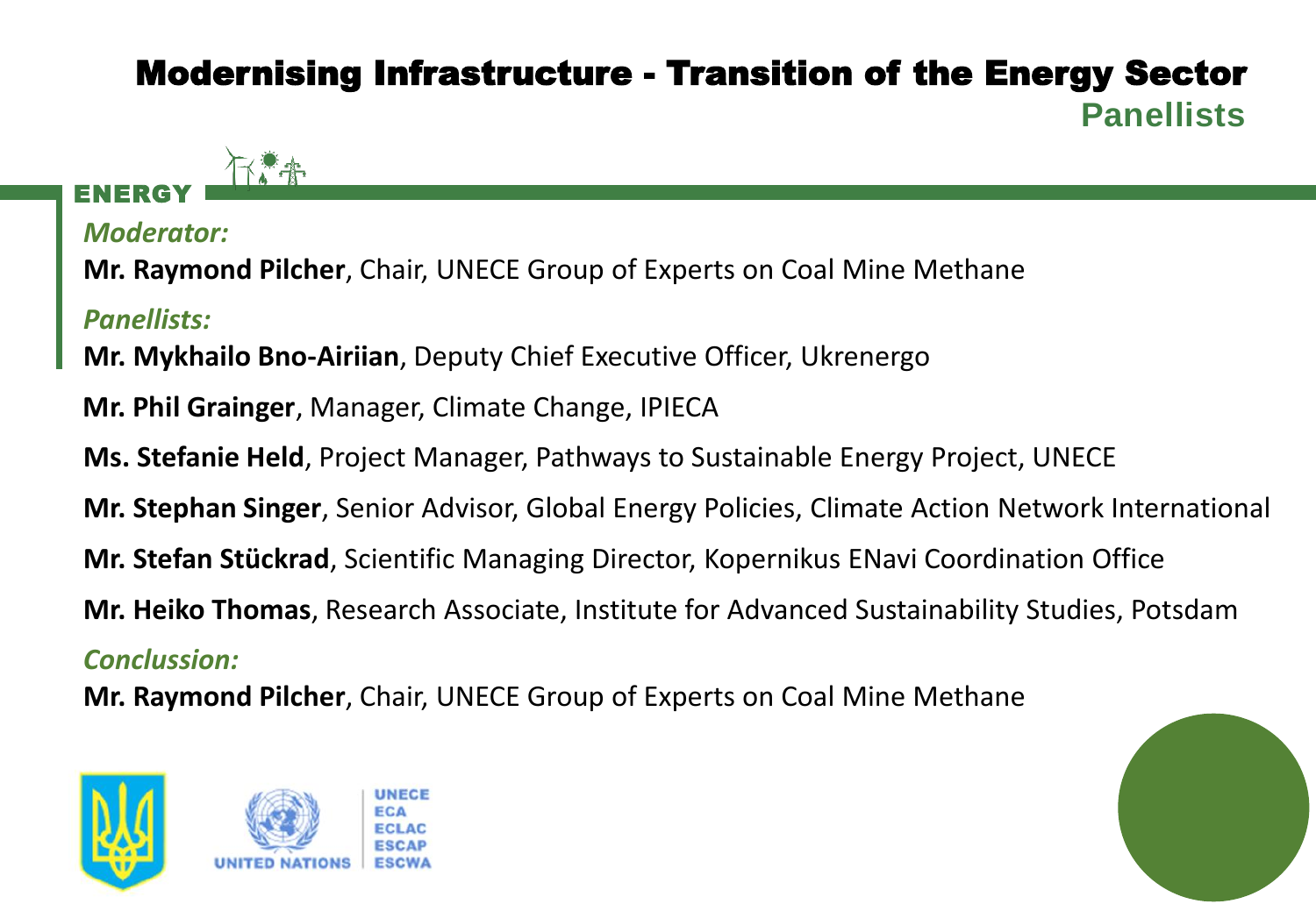# Modernising Infrastructure - Transition of the Energy Sector

## Panellists

ENERGY

*Moderator:*

**Mr. Raymond Pilcher**, Chair, UNECE Group of Experts on Coal Mine Methane

*Panellists:*

**Mr. Mykhailo Bno-Airiian**, Deputy Chief Executive Officer, Ukrenergo

**Mr. Phil Grainger**, Manager, Climate Change, IPIECA

**Ms. Stefanie Held**, Project Manager, Pathways to Sustainable Energy Project, UNECE

**Mr. Stephan Singer**, Senior Advisor, Global Energy Policies, Climate Action Network International

**Mr. Stefan Stückrad**, Scientific Managing Director, Kopernikus ENavi Coordination Office

**Mr. Heiko Thomas**, Research Associate, Institute for Advanced Sustainability Studies, Potsdam

*Conclussion:*

**Mr. Raymond Pilcher**, Chair, UNECE Group of Experts on Coal Mine Methane

UNITED NATIONS | UNECE ECA ECLAC ESCAP ESCWA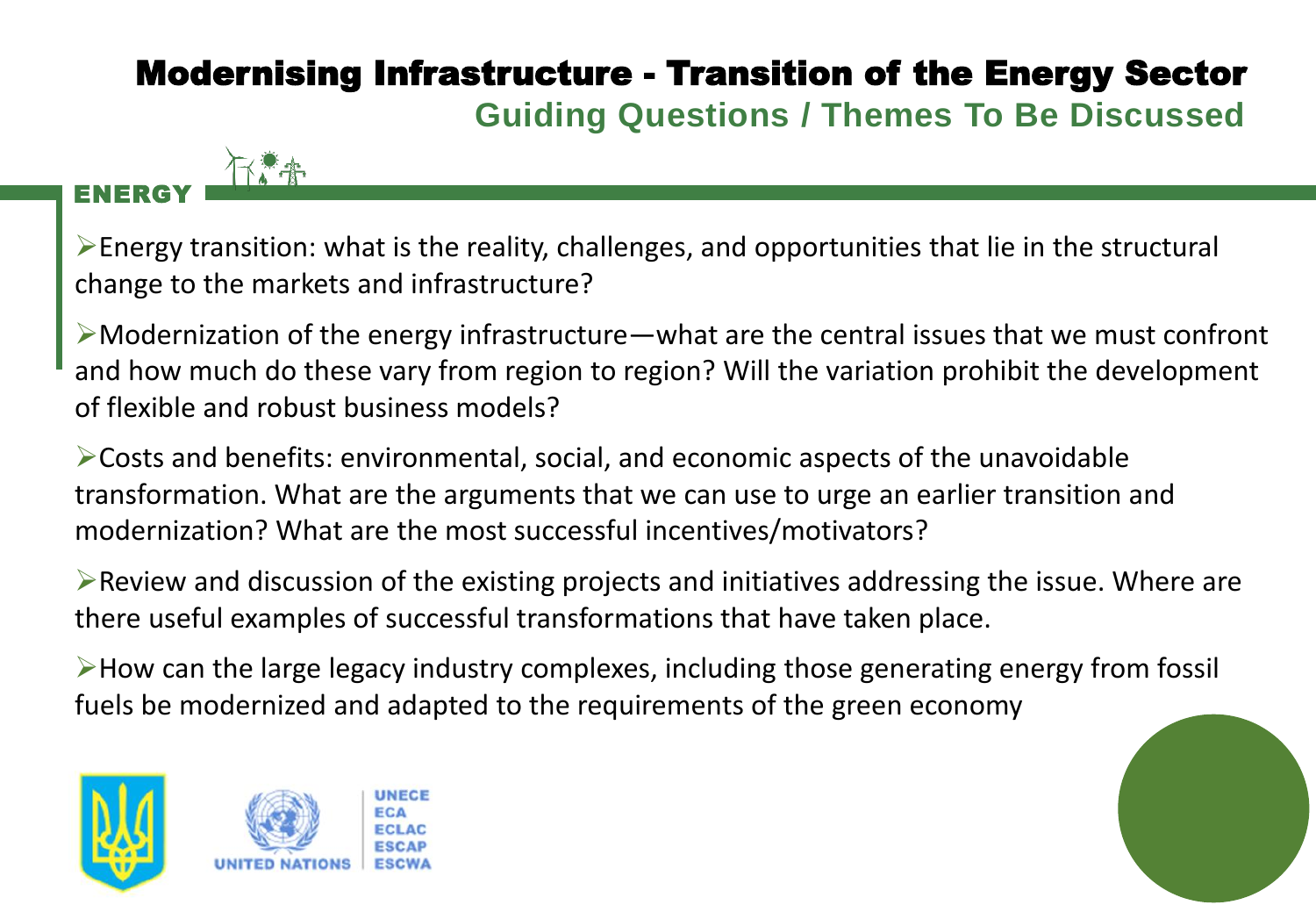# Modernising Infrastructure - Transition of the Energy Sector

## Guiding Questions / Themes To Be Discussed

### ENERGY

- Energy transition: what is the reality, challenges, and opportunities that lie in the structural change to the markets and infrastructure?
- Modernization of the energy infrastructure—what are the central issues that we must confront and how much do these vary from region to region? Will the variation prohibit the development of flexible and robust business models?
- Costs and benefits: environmental, social, and economic aspects of the unavoidable transformation. What are the arguments that we can use to urge an earlier transition and modernization? What are the most successful incentives/motivators?
- Review and discussion of the existing projects and initiatives addressing the issue. Where are there useful examples of successful transformations that have taken place.
- How can the large legacy industry complexes, including those generating energy from fossil fuels be modernized and adapted to the requirements of the green economy

UNITED NATIONS | UNECE ECA ECLAC ESCAP ESCWA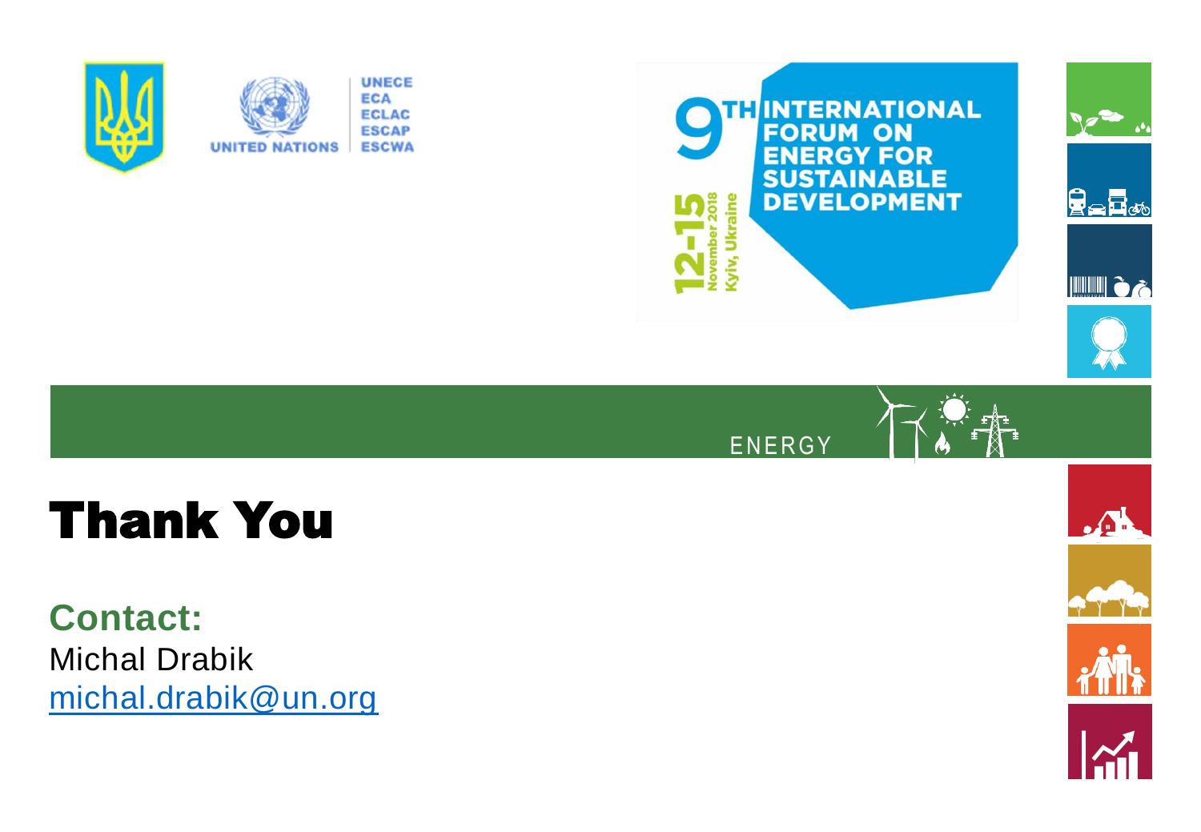UNITED NATIONS | UNECE ECA ECLAC ESCAP ESCWA

9TH INTERNATIONAL FORUM ON ENERGY FOR SUSTAINABLE DEVELOPMENT

12-15 November 2018 Kyiv, Ukraine

ENERGY

# Thank You

**Contact:**
Michal Drabik
michal.drabik@un.org